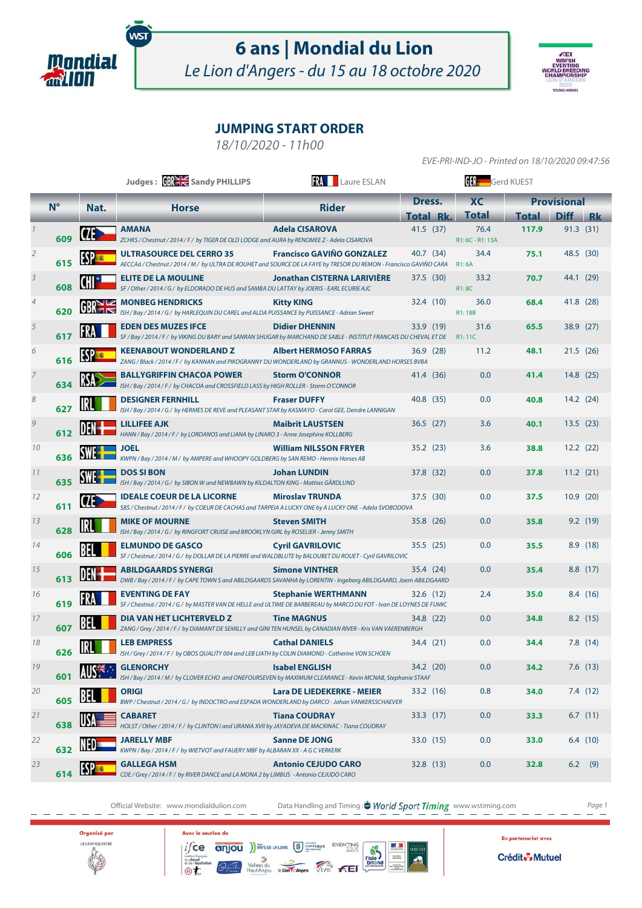# 6 ans | Mondial du Lion

*Le Lion d'Angers - du 15 au 18 octobre 2020*

## JUMPING START ORDER

*18/10/2020 - 11h00*

*EVE-PRI-IND-JO - Printed on 18/10/2020 09:47:56*

Judges : GBR Sandy PHILLIPS — FRA Laure ESLAN — GER Gerd KUEST

| | N° | Nat. | Horse | Rider | Dress. Total | Dress. Rk. | XC Total | Provisional Total | Provisional Diff | Provisional Rk |
|---|---|---|---|---|---|---|---|---|---|---|
| 1 | 609 | CZE | **AMANA**<br>*ZCHKS / Chestnut / 2014 / F / by TIGER DE OLD LODGE and AURA by RENOMEE Z - Adela CISAROVA* | **Adela CISAROVA** | 41.5 | (37) | 76.4<br>R1: 6C - R1: 13A | **117.9** | 91.3 | (31) |
| 2 | 615 | ESP | **ULTRASOURCE DEL CERRO 35**<br>*AECCAá / Chestnut / 2014 / M / by ULTRA DE ROUHET and SOURCE DE LA FAYE by TRESOR DU REMON - Francisco GAVIÑO CARA* | **Francisco GAVIÑO GONZALEZ** | 40.7 | (34) | 34.4<br>R1: 6A | **75.1** | 48.5 | (30) |
| 3 | 608 | CHI | **ELITE DE LA MOULINE**<br>*SF / Other / 2014 / G / by ELDORADO DE HUS and SAMBA DU LATTAY by JOERIS - EARL ECURIE AJC* | **Jonathan CISTERNA LARIVIÈRE** | 37.5 | (30) | 33.2<br>R1: 8C | **70.7** | 44.1 | (29) |
| 4 | 620 | GBR | **MONBEG HENDRICKS**<br>*ISH / Bay / 2014 / G / by HARLEQUIN DU CAREL and ALDA PUISSANCE by PUISSANCE - Adrian Sweet* | **Kitty KING** | 32.4 | (10) | 36.0<br>R1: 18B | **68.4** | 41.8 | (28) |
| 5 | 617 | FRA | **EDEN DES MUZES IFCE**<br>*SF / Bay / 2014 / F / by VIKING DU BARY and SANRAN SHUGAR by MARCHAND DE SABLE - INSTITUT FRANCAIS DU CHEVAL ET DE* | **Didier DHENNIN** | 33.9 | (19) | 31.6<br>R1: 11C | **65.5** | 38.9 | (27) |
| 6 | 616 | ESP | **KEENABOUT WONDERLAND Z**<br>*ZANG / Black / 2014 / F / by KANNAN and PIKOGRANNY DU WONDERLAND by GRANNUS - WONDERLAND HORSES BVBA* | **Albert HERMOSO FARRAS** | 36.9 | (28) | 11.2 | **48.1** | 21.5 | (26) |
| 7 | 634 | RSA | **BALLYGRIFFIN CHACOA POWER**<br>*ISH / Bay / 2014 / F / by CHACOA and CROSSFIELD LASS by HIGH ROLLER - Storm O'CONNOR* | **Storm O'CONNOR** | 41.4 | (36) | 0.0 | **41.4** | 14.8 | (25) |
| 8 | 627 | IRL | **DESIGNER FERNHILL**<br>*ISH / Bay / 2014 / G / by HERMES DE REVE and PLEASANT STAR by KASMAYO - Carol GEE, Deirdre LANNIGAN* | **Fraser DUFFY** | 40.8 | (35) | 0.0 | **40.8** | 14.2 | (24) |
| 9 | 612 | DEN | **LILLIFEE AJK**<br>*HANN / Bay / 2014 / F / by LORDANOS and LIANA by LINARO 3 - Anne Josephine KOLLBERG* | **Maibrit LAUSTSEN** | 36.5 | (27) | 3.6 | **40.1** | 13.5 | (23) |
| 10 | 636 | SWE | **JOEL**<br>*KWPN / Bay / 2014 / M / by AMPERE and WHOOPY GOLDBERG by SAN REMO - Hennix Horses AB* | **William NILSSON FRYER** | 35.2 | (23) | 3.6 | **38.8** | 12.2 | (22) |
| 11 | 635 | SWE | **DOS SI BON**<br>*ISH / Bay / 2014 / G / by SIBON W and NEWBAWN by KILDALTON KING - Mattias GÅRDLUND* | **Johan LUNDIN** | 37.8 | (32) | 0.0 | **37.8** | 11.2 | (21) |
| 12 | 611 | CZE | **IDEALE COEUR DE LA LICORNE**<br>*SBS / Chestnut / 2014 / F / by COEUR DE CACHAS and TARPEIA A LUCKY ONE by A LUCKY ONE - Adela SVOBODOVA* | **Miroslav TRUNDA** | 37.5 | (30) | 0.0 | **37.5** | 10.9 | (20) |
| 13 | 628 | IRL | **MIKE OF MOURNE**<br>*ISH / Bay / 2014 / G / by RINGFORT CRUISE and BROOKLYN GIRL by ROSELIER - Jenny SMITH* | **Steven SMITH** | 35.8 | (26) | 0.0 | **35.8** | 9.2 | (19) |
| 14 | 606 | BEL | **ELMUNDO DE GASCO**<br>*SF / Chestnut / 2014 / G / by DOLLAR DE LA PIERRE and WALDBLUTE by BALOUBET DU ROUET - Cyril GAVRILOVIC* | **Cyril GAVRILOVIC** | 35.5 | (25) | 0.0 | **35.5** | 8.9 | (18) |
| 15 | 613 | DEN | **ABILDGAARDS SYNERGI**<br>*DWB / Bay / 2014 / F / by CAPE TOWN S and ABILDGAARDS SAVANHA by LORENTIN - Ingeborg ABILDGAARD, Joern ABILDGAARD* | **Simone VINTHER** | 35.4 | (24) | 0.0 | **35.4** | 8.8 | (17) |
| 16 | 619 | FRA | **EVENTING DE FAY**<br>*SF / Chestnut / 2014 / G / by MASTER VAN DE HELLE and ULTIME DE BARBEREAU by MARCO DU FOT - Ivan DE LOYNES DE FUMIC* | **Stephanie WERTHMANN** | 32.6 | (12) | 2.4 | **35.0** | 8.4 | (16) |
| 17 | 607 | BEL | **DIA VAN HET LICHTERVELD Z**<br>*ZANG / Grey / 2014 / F / by DIAMANT DE SEMILLY and GINI TEN HUNSEL by CANADIAN RIVER - Kris VAN VAERENBERGH* | **Tine MAGNUS** | 34.8 | (22) | 0.0 | **34.8** | 8.2 | (15) |
| 18 | 626 | IRL | **LEB EMPRESS**<br>*ISH / Grey / 2014 / F / by OBOS QUALITY 004 and LEB LIATH by COLIN DIAMOND - Catherine VON SCHOEN* | **Cathal DANIELS** | 34.4 | (21) | 0.0 | **34.4** | 7.8 | (14) |
| 19 | 601 | AUS | **GLENORCHY**<br>*ISH / Bay / 2014 / M / by CLOVER ECHO and ONEFOURSEVEN by MAXIMUM CLEARANCE - Kevin MCNAB, Stephanie STAAF* | **Isabel ENGLISH** | 34.2 | (20) | 0.0 | **34.2** | 7.6 | (13) |
| 20 | 605 | BEL | **ORIGI**<br>*BWP / Chestnut / 2014 / G / by INDOCTRO and ESPADA WONDERLAND by DARCO - Johan VANKERSSCHAEVER* | **Lara DE LIEDEKERKE - MEIER** | 33.2 | (16) | 0.8 | **34.0** | 7.4 | (12) |
| 21 | 638 | USA | **CABARET**<br>*HOLST / Other / 2014 / F / by CLINTON I and URANIA XVII by JAYADEVA DE MACKINAC - Tiana COUDRAY* | **Tiana COUDRAY** | 33.3 | (17) | 0.0 | **33.3** | 6.7 | (11) |
| 22 | 632 | NED | **JARELLY MBF**<br>*KWPN / Bay / 2014 / F / by WIETVOT and FAIJERY MBF by ALBARAN XX - A G C VERKERK* | **Sanne DE JONG** | 33.0 | (15) | 0.0 | **33.0** | 6.4 | (10) |
| 23 | 614 | ESP | **GALLEGA HSM**<br>*CDE / Grey / 2014 / F / by RIVER DANCE and LA MONA 2 by LIMBUS - Antonio CEJUDO CARO* | **Antonio CEJUDO CARO** | 32.8 | (13) | 0.0 | **32.8** | 6.2 | (9) |

Official Website: www.mondialdulion.com — Data Handling and Timing : World Sport Timing www.wstiming.com

Organisé par LE LION EQUESTRE — Avec le soutien de — En partenariat avec Crédit Mutuel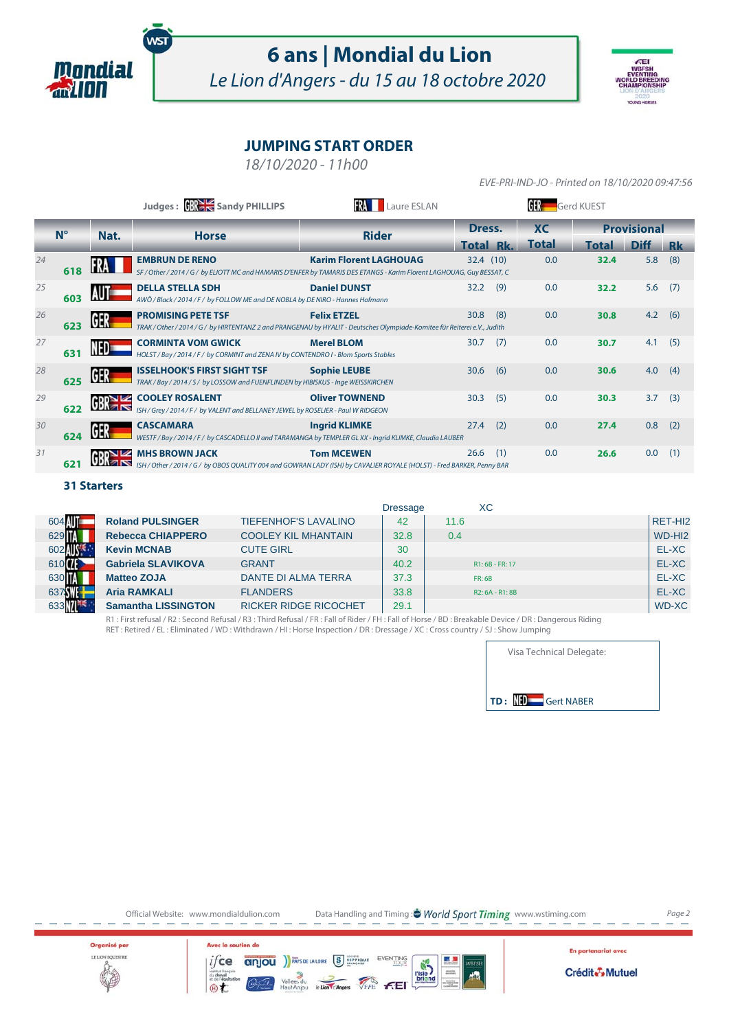# 6 ans | Mondial du Lion

*Le Lion d'Angers - du 15 au 18 octobre 2020*

## JUMPING START ORDER

*18/10/2020 - 11h00*

*EVE-PRI-IND-JO - Printed on 18/10/2020 09:47:56*

Judges : GBR Sandy PHILLIPS | FRA Laure ESLAN | GER Gerd KUEST

| | N° | Nat. | Horse | Rider | Dress. Total | Dress. Rk. | XC Total | Provisional Total | Diff | Rk |
|---|---|---|---|---|---|---|---|---|---|---|
| 24 | 618 | FRA | **EMBRUN DE RENO**<br>*SF / Other / 2014 / G / by ELIOTT MC and HAMARIS D'ENFER by TAMARIS DES ETANGS - Karim Florent LAGHOUAG, Guy BESSAT, C* | **Karim Florent LAGHOUAG** | 32.4 | (10) | 0.0 | **32.4** | 5.8 | (8) |
| 25 | 603 | AUT | **DELLA STELLA SDH**<br>*AWÖ / Black / 2014 / F / by FOLLOW ME and DE NOBLA by DE NIRO - Hannes Hofmann* | **Daniel DUNST** | 32.2 | (9) | 0.0 | **32.2** | 5.6 | (7) |
| 26 | 623 | GER | **PROMISING PETE TSF**<br>*TRAK / Other / 2014 / G / by HIRTENTANZ 2 and PRANGENAU by HYALIT - Deutsches Olympiade-Komitee für Reiterei e.V., Judith* | **Felix ETZEL** | 30.8 | (8) | 0.0 | **30.8** | 4.2 | (6) |
| 27 | 631 | NED | **CORMINTA VOM GWICK**<br>*HOLST / Bay / 2014 / F / by CORMINT and ZENA IV by CONTENDRO I - Blom Sports Stables* | **Merel BLOM** | 30.7 | (7) | 0.0 | **30.7** | 4.1 | (5) |
| 28 | 625 | GER | **ISSELHOOK'S FIRST SIGHT TSF**<br>*TRAK / Bay / 2014 / S / by LOSSOW and FUENFLINDEN by HIBISKUS - Inge WEISSKIRCHEN* | **Sophie LEUBE** | 30.6 | (6) | 0.0 | **30.6** | 4.0 | (4) |
| 29 | 622 | GBR | **COOLEY ROSALENT**<br>*ISH / Grey / 2014 / F / by VALENT and BELLANEY JEWEL by ROSELIER - Paul W RIDGEON* | **Oliver TOWNEND** | 30.3 | (5) | 0.0 | **30.3** | 3.7 | (3) |
| 30 | 624 | GER | **CASCAMARA**<br>*WESTF / Bay / 2014 / F / by CASCADELLO II and TARAMANGA by TEMPLER GL XX - Ingrid KLIMKE, Claudia LAUBER* | **Ingrid KLIMKE** | 27.4 | (2) | 0.0 | **27.4** | 0.8 | (2) |
| 31 | 621 | GBR | **MHS BROWN JACK**<br>*ISH / Other / 2014 / G / by OBOS QUALITY 004 and GOWRAN LADY (ISH) by CAVALIER ROYALE (HOLST) - Fred BARKER, Penny BAR* | **Tom MCEWEN** | 26.6 | (1) | 0.0 | **26.6** | 0.0 | (1) |

**31 Starters**

| N° | Nat. | Rider | Horse | Dressage | XC | |
|---|---|---|---|---|---|---|
| 604 | AUT | **Roland PULSINGER** | TIEFENHOF'S LAVALINO | 42 | 11.6 | RET-HI2 |
| 629 | ITA | **Rebecca CHIAPPERO** | COOLEY KIL MHANTAIN | 32.8 | 0.4 | WD-HI2 |
| 602 | AUS | **Kevin MCNAB** | CUTE GIRL | 30 | | EL-XC |
| 610 | CZE | **Gabriela SLAVIKOVA** | GRANT | 40.2 | R1: 6B - FR: 17 | EL-XC |
| 630 | ITA | **Matteo ZOJA** | DANTE DI ALMA TERRA | 37.3 | FR: 6B | EL-XC |
| 637 | SWE | **Aria RAMKALI** | FLANDERS | 33.8 | R2: 6A - R1: 8B | EL-XC |
| 633 | NZL | **Samantha LISSINGTON** | RICKER RIDGE RICOCHET | 29.1 | | WD-XC |

R1 : First refusal / R2 : Second Refusal / R3 : Third Refusal / FR : Fall of Rider / FH : Fall of Horse / BD : Breakable Device / DR : Dangerous Riding
RET : Retired / EL : Eliminated / WD : Withdrawn / HI : Horse Inspection / DR : Dressage / XC : Cross country / SJ : Show Jumping

Visa Technical Delegate:

**TD :** NED Gert NABER

Official Website: www.mondialdulion.com — Data Handling and Timing : World Sport Timing www.wstiming.com

Organisé par LE LION EQUESTRE — Avec le soutien de — En partenariat avec Crédit Mutuel